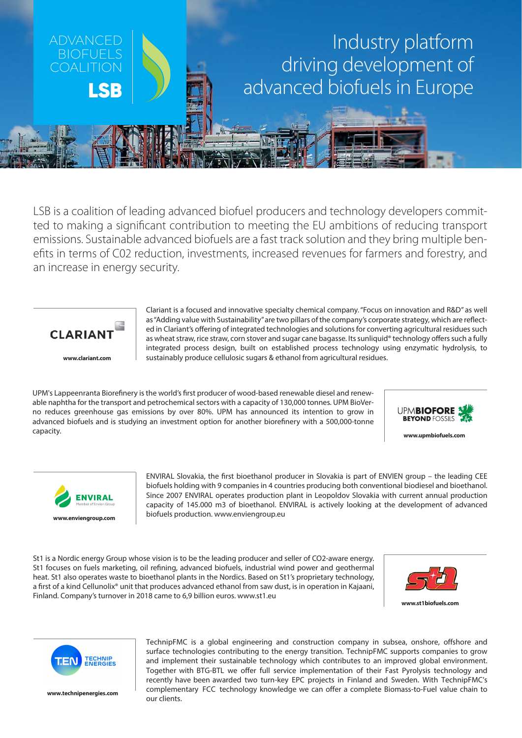ADVANCED BIOFUELS COALITION

**LSB**

# Industry platform driving development of advanced biofuels in Europe

LSB is a coalition of leading advanced biofuel producers and technology developers committed to making a significant contribution to meeting the EU ambitions of reducing transport emissions. Sustainable advanced biofuels are a fast track solution and they bring multiple benefits in terms of C02 reduction, investments, increased revenues for farmers and forestry, and an increase in energy security.

**CLARIANT**

www.clariant.com

Clariant is a focused and innovative specialty chemical company. "Focus on innovation and R&D" as well as "Adding value with Sustainability" are two pillars of the company's corporate strategy, which are reflected in Clariant's offering of integrated technologies and solutions for converting agricultural residues such as wheat straw, rice straw, corn stover and sugar cane bagasse. Its sunliquid® technology offers such a fully integrated process design, built on established process technology using enzymatic hydrolysis, to sustainably produce cellulosic sugars & ethanol from agricultural residues.

UPM's Lappeenranta Biorefinery is the world's first producer of wood-based renewable diesel and renewable naphtha for the transport and petrochemical sectors with a capacity of 130,000 tonnes. UPM BioVerno reduces greenhouse gas emissions by over 80%. UPM has announced its intention to grow in advanced biofuels and is studying an investment option for another biorefinery with a 500,000-tonne capacity.

**UPMBIOFORE BEYOND FOSSILS**

www.upmbiofuels.com

**ENVIRAL** Member of Envien Group

www.enviengroup.com

ENVIRAL Slovakia, the first bioethanol producer in Slovakia is part of ENVIEN group – the leading CEE biofuels holding with 9 companies in 4 countries producing both conventional biodiesel and bioethanol. Since 2007 ENVIRAL operates production plant in Leopoldov Slovakia with current annual production capacity of 145.000 m3 of bioethanol. ENVIRAL is actively looking at the development of advanced biofuels production. www.enviengroup.eu

St1 is a Nordic energy Group whose vision is to be the leading producer and seller of CO2-aware energy. St1 focuses on fuels marketing, oil refining, advanced biofuels, industrial wind power and geothermal heat. St1 also operates waste to bioethanol plants in the Nordics. Based on St1's proprietary technology, a first of a kind Cellunolix® unit that produces advanced ethanol from saw dust, is in operation in Kajaani, Finland. Company's turnover in 2018 came to 6,9 billion euros. www.st1.eu

**st1**

www.st1biofuels.com

**T.EN TECHNIP ENERGIES**

www.technipenergies.com

TechnipFMC is a global engineering and construction company in subsea, onshore, offshore and surface technologies contributing to the energy transition. TechnipFMC supports companies to grow and implement their sustainable technology which contributes to an improved global environment. Together with BTG-BTL we offer full service implementation of their Fast Pyrolysis technology and recently have been awarded two turn-key EPC projects in Finland and Sweden. With TechnipFMC's complementary FCC technology knowledge we can offer a complete Biomass-to-Fuel value chain to our clients.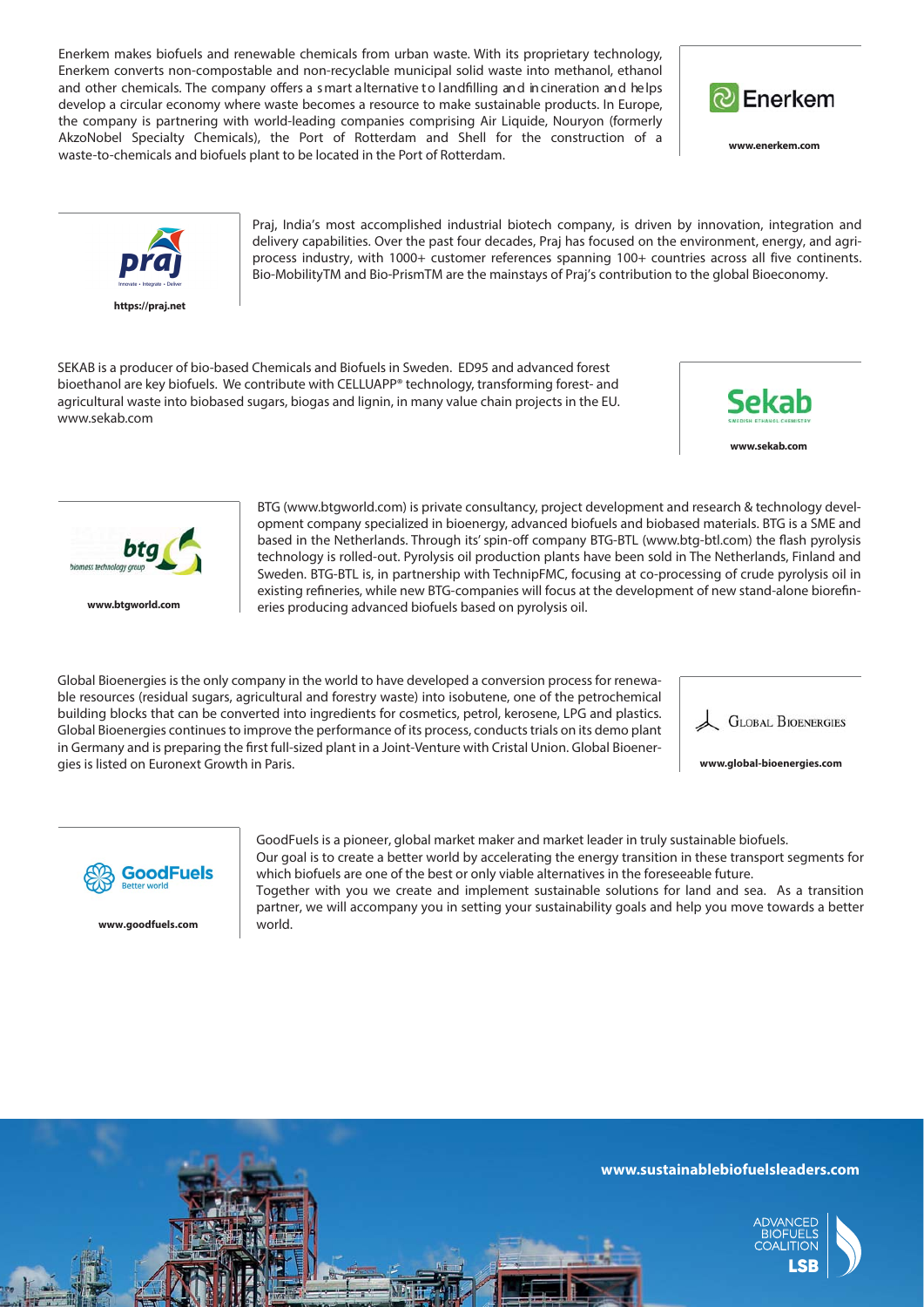Enerkem makes biofuels and renewable chemicals from urban waste. With its proprietary technology, Enerkem converts non-compostable and non-recyclable municipal solid waste into methanol, ethanol and other chemicals. The company offers a smart alternative to landfilling and incineration and helps develop a circular economy where waste becomes a resource to make sustainable products. In Europe, the company is partnering with world-leading companies comprising Air Liquide, Nouryon (formerly AkzoNobel Specialty Chemicals), the Port of Rotterdam and Shell for the construction of a waste-to-chemicals and biofuels plant to be located in the Port of Rotterdam.

Enerkem

**www.enerkem.com**

praj

Innovate • Integrate • Deliver

**https://praj.net**

Praj, India's most accomplished industrial biotech company, is driven by innovation, integration and delivery capabilities. Over the past four decades, Praj has focused on the environment, energy, and agri-process industry, with 1000+ customer references spanning 100+ countries across all five continents. Bio-MobilityTM and Bio-PrismTM are the mainstays of Praj's contribution to the global Bioeconomy.

SEKAB is a producer of bio-based Chemicals and Biofuels in Sweden. ED95 and advanced forest bioethanol are key biofuels. We contribute with CELLUAPP® technology, transforming forest- and agricultural waste into biobased sugars, biogas and lignin, in many value chain projects in the EU. www.sekab.com

Sekab

SWEDISH ETHANOL CHEMISTRY

**www.sekab.com**

btg

biomass technology group

**www.btgworld.com**

BTG (www.btgworld.com) is private consultancy, project development and research & technology development company specialized in bioenergy, advanced biofuels and biobased materials. BTG is a SME and based in the Netherlands. Through its' spin-off company BTG-BTL (www.btg-btl.com) the flash pyrolysis technology is rolled-out. Pyrolysis oil production plants have been sold in The Netherlands, Finland and Sweden. BTG-BTL is, in partnership with TechnipFMC, focusing at co-processing of crude pyrolysis oil in existing refineries, while new BTG-companies will focus at the development of new stand-alone biorefineries producing advanced biofuels based on pyrolysis oil.

Global Bioenergies is the only company in the world to have developed a conversion process for renewable resources (residual sugars, agricultural and forestry waste) into isobutene, one of the petrochemical building blocks that can be converted into ingredients for cosmetics, petrol, kerosene, LPG and plastics. Global Bioenergies continues to improve the performance of its process, conducts trials on its demo plant in Germany and is preparing the first full-sized plant in a Joint-Venture with Cristal Union. Global Bioenergies is listed on Euronext Growth in Paris.

Global Bioenergies

**www.global-bioenergies.com**

GoodFuels

Better world

**www.goodfuels.com**

GoodFuels is a pioneer, global market maker and market leader in truly sustainable biofuels.
Our goal is to create a better world by accelerating the energy transition in these transport segments for which biofuels are one of the best or only viable alternatives in the foreseeable future.
Together with you we create and implement sustainable solutions for land and sea. As a transition partner, we will accompany you in setting your sustainability goals and help you move towards a better world.

**www.sustainablebiofuelsleaders.com**

ADVANCED BIOFUELS COALITION

LSB